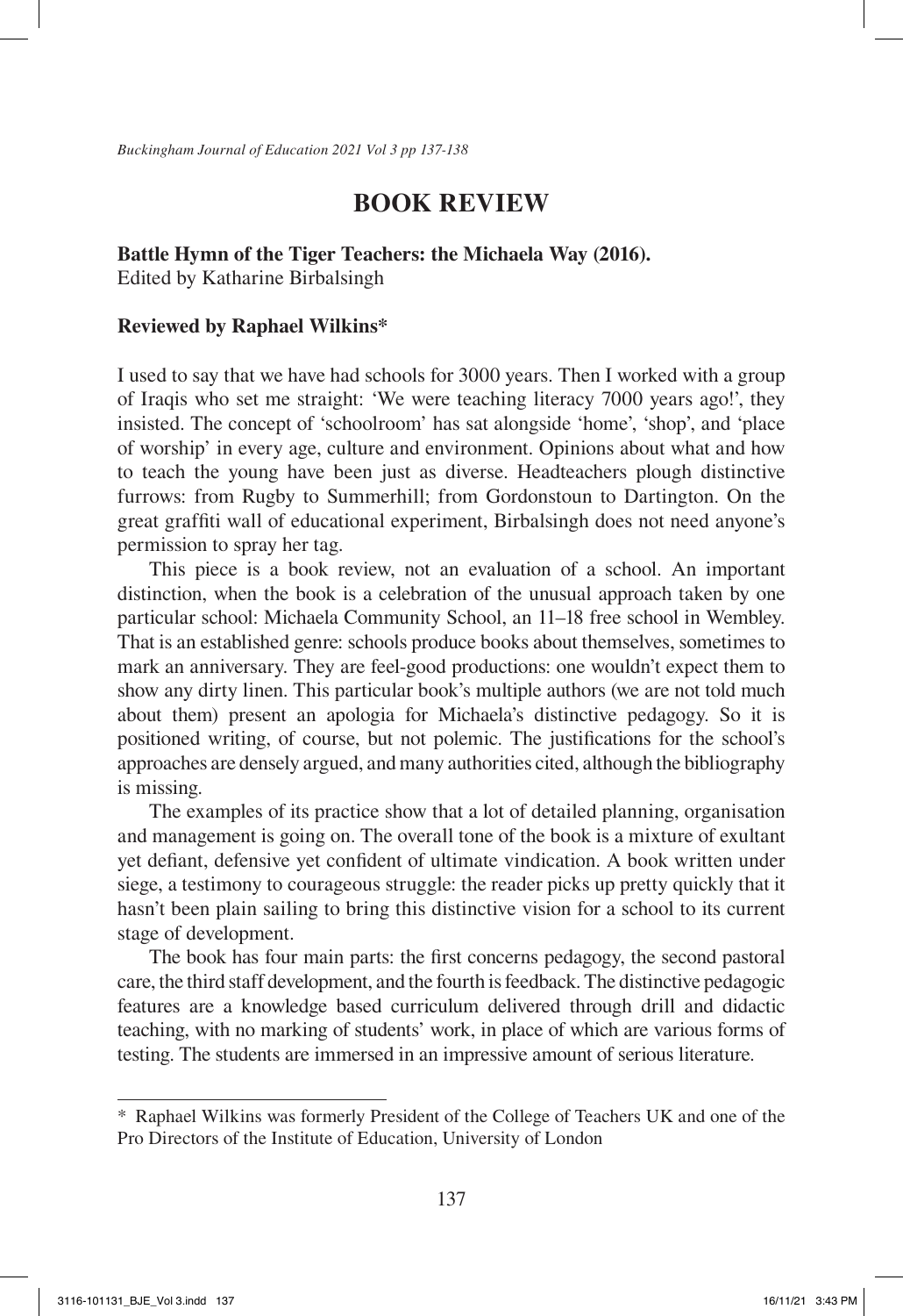# BOOK REVIEW

**Battle Hymn of the Tiger Teachers: the Michaela Way (2016).**
Edited by Katharine Birbalsingh

**Reviewed by Raphael Wilkins***

I used to say that we have had schools for 3000 years. Then I worked with a group of Iraqis who set me straight: 'We were teaching literacy 7000 years ago!', they insisted. The concept of 'schoolroom' has sat alongside 'home', 'shop', and 'place of worship' in every age, culture and environment. Opinions about what and how to teach the young have been just as diverse. Headteachers plough distinctive furrows: from Rugby to Summerhill; from Gordonstoun to Dartington. On the great graffiti wall of educational experiment, Birbalsingh does not need anyone's permission to spray her tag.

This piece is a book review, not an evaluation of a school. An important distinction, when the book is a celebration of the unusual approach taken by one particular school: Michaela Community School, an 11–18 free school in Wembley. That is an established genre: schools produce books about themselves, sometimes to mark an anniversary. They are feel-good productions: one wouldn't expect them to show any dirty linen. This particular book's multiple authors (we are not told much about them) present an apologia for Michaela's distinctive pedagogy. So it is positioned writing, of course, but not polemic. The justifications for the school's approaches are densely argued, and many authorities cited, although the bibliography is missing.

The examples of its practice show that a lot of detailed planning, organisation and management is going on. The overall tone of the book is a mixture of exultant yet defiant, defensive yet confident of ultimate vindication. A book written under siege, a testimony to courageous struggle: the reader picks up pretty quickly that it hasn't been plain sailing to bring this distinctive vision for a school to its current stage of development.

The book has four main parts: the first concerns pedagogy, the second pastoral care, the third staff development, and the fourth is feedback. The distinctive pedagogic features are a knowledge based curriculum delivered through drill and didactic teaching, with no marking of students' work, in place of which are various forms of testing. The students are immersed in an impressive amount of serious literature.

---

* Raphael Wilkins was formerly President of the College of Teachers UK and one of the Pro Directors of the Institute of Education, University of London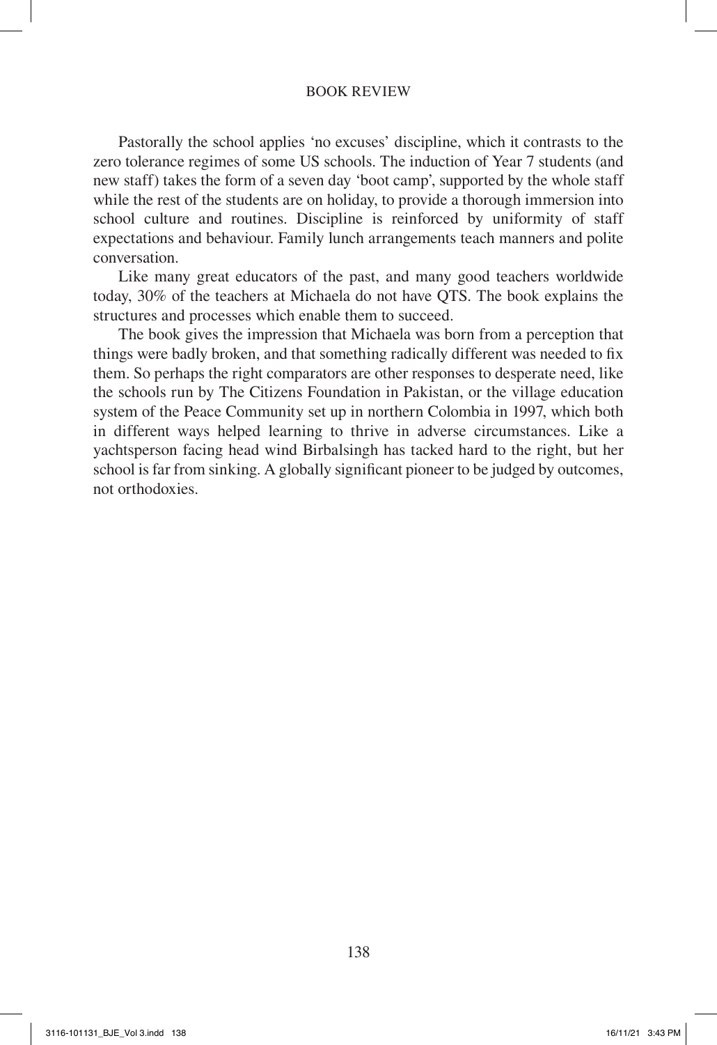Pastorally the school applies 'no excuses' discipline, which it contrasts to the zero tolerance regimes of some US schools. The induction of Year 7 students (and new staff) takes the form of a seven day 'boot camp', supported by the whole staff while the rest of the students are on holiday, to provide a thorough immersion into school culture and routines. Discipline is reinforced by uniformity of staff expectations and behaviour. Family lunch arrangements teach manners and polite conversation.

Like many great educators of the past, and many good teachers worldwide today, 30% of the teachers at Michaela do not have QTS. The book explains the structures and processes which enable them to succeed.

The book gives the impression that Michaela was born from a perception that things were badly broken, and that something radically different was needed to fix them. So perhaps the right comparators are other responses to desperate need, like the schools run by The Citizens Foundation in Pakistan, or the village education system of the Peace Community set up in northern Colombia in 1997, which both in different ways helped learning to thrive in adverse circumstances. Like a yachtsperson facing head wind Birbalsingh has tacked hard to the right, but her school is far from sinking. A globally significant pioneer to be judged by outcomes, not orthodoxies.